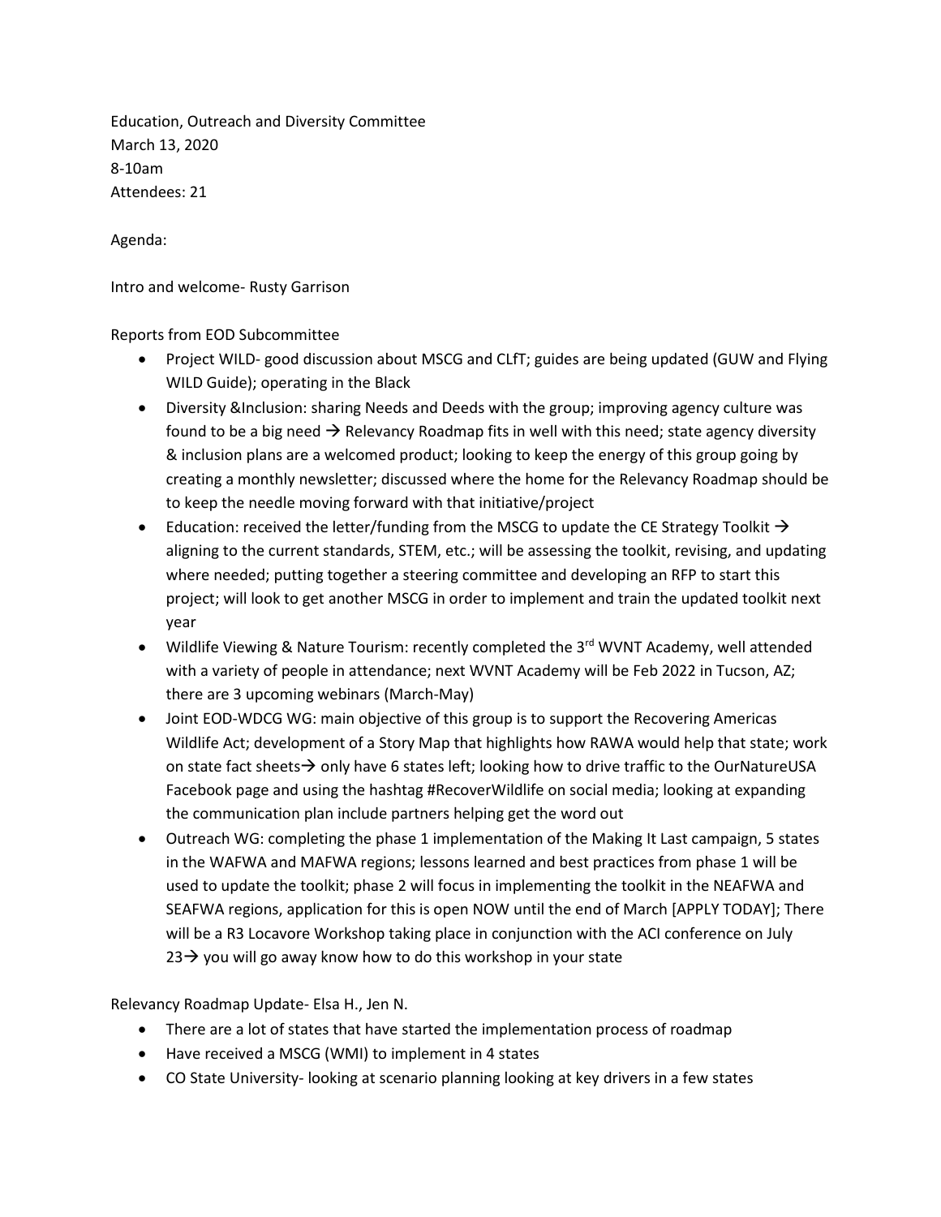Education, Outreach and Diversity Committee
March 13, 2020
8-10am
Attendees: 21

Agenda:

Intro and welcome- Rusty Garrison

Reports from EOD Subcommittee

- Project WILD- good discussion about MSCG and CLfT; guides are being updated (GUW and Flying WILD Guide); operating in the Black
- Diversity &Inclusion: sharing Needs and Deeds with the group; improving agency culture was found to be a big need → Relevancy Roadmap fits in well with this need; state agency diversity & inclusion plans are a welcomed product; looking to keep the energy of this group going by creating a monthly newsletter; discussed where the home for the Relevancy Roadmap should be to keep the needle moving forward with that initiative/project
- Education: received the letter/funding from the MSCG to update the CE Strategy Toolkit → aligning to the current standards, STEM, etc.; will be assessing the toolkit, revising, and updating where needed; putting together a steering committee and developing an RFP to start this project; will look to get another MSCG in order to implement and train the updated toolkit next year
- Wildlife Viewing & Nature Tourism: recently completed the 3rd WVNT Academy, well attended with a variety of people in attendance; next WVNT Academy will be Feb 2022 in Tucson, AZ; there are 3 upcoming webinars (March-May)
- Joint EOD-WDCG WG: main objective of this group is to support the Recovering Americas Wildlife Act; development of a Story Map that highlights how RAWA would help that state; work on state fact sheets→ only have 6 states left; looking how to drive traffic to the OurNatureUSA Facebook page and using the hashtag #RecoverWildlife on social media; looking at expanding the communication plan include partners helping get the word out
- Outreach WG: completing the phase 1 implementation of the Making It Last campaign, 5 states in the WAFWA and MAFWA regions; lessons learned and best practices from phase 1 will be used to update the toolkit; phase 2 will focus in implementing the toolkit in the NEAFWA and SEAFWA regions, application for this is open NOW until the end of March [APPLY TODAY]; There will be a R3 Locavore Workshop taking place in conjunction with the ACI conference on July 23→ you will go away know how to do this workshop in your state

Relevancy Roadmap Update- Elsa H., Jen N.

- There are a lot of states that have started the implementation process of roadmap
- Have received a MSCG (WMI) to implement in 4 states
- CO State University- looking at scenario planning looking at key drivers in a few states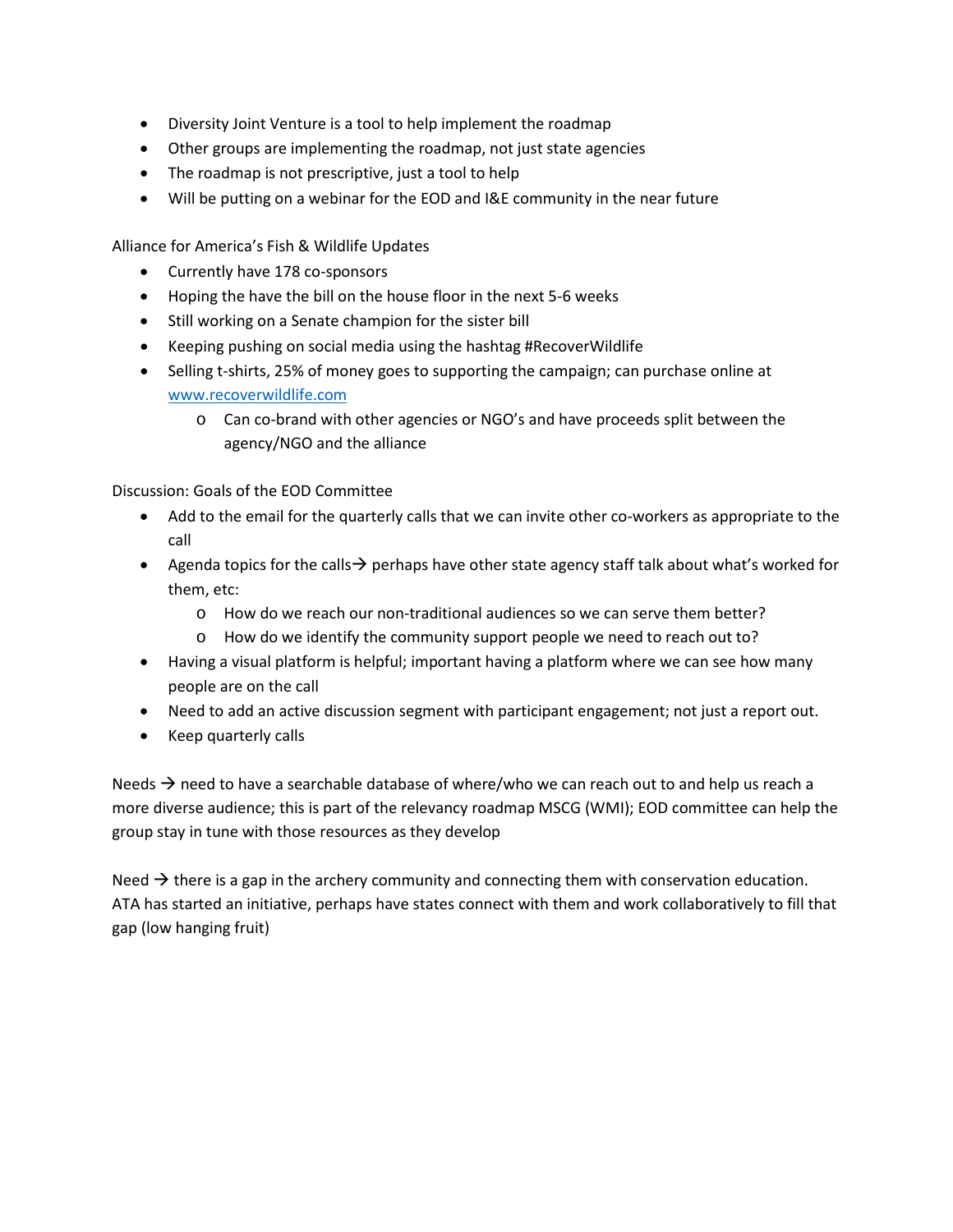- Diversity Joint Venture is a tool to help implement the roadmap
- Other groups are implementing the roadmap, not just state agencies
- The roadmap is not prescriptive, just a tool to help
- Will be putting on a webinar for the EOD and I&E community in the near future

Alliance for America's Fish & Wildlife Updates

- Currently have 178 co-sponsors
- Hoping the have the bill on the house floor in the next 5-6 weeks
- Still working on a Senate champion for the sister bill
- Keeping pushing on social media using the hashtag #RecoverWildlife
- Selling t-shirts, 25% of money goes to supporting the campaign; can purchase online at [www.recoverwildlife.com](www.recoverwildlife.com)
  - Can co-brand with other agencies or NGO's and have proceeds split between the agency/NGO and the alliance

Discussion: Goals of the EOD Committee

- Add to the email for the quarterly calls that we can invite other co-workers as appropriate to the call
- Agenda topics for the calls→ perhaps have other state agency staff talk about what's worked for them, etc:
  - How do we reach our non-traditional audiences so we can serve them better?
  - How do we identify the community support people we need to reach out to?
- Having a visual platform is helpful; important having a platform where we can see how many people are on the call
- Need to add an active discussion segment with participant engagement; not just a report out.
- Keep quarterly calls

Needs → need to have a searchable database of where/who we can reach out to and help us reach a more diverse audience; this is part of the relevancy roadmap MSCG (WMI); EOD committee can help the group stay in tune with those resources as they develop

Need → there is a gap in the archery community and connecting them with conservation education. ATA has started an initiative, perhaps have states connect with them and work collaboratively to fill that gap (low hanging fruit)